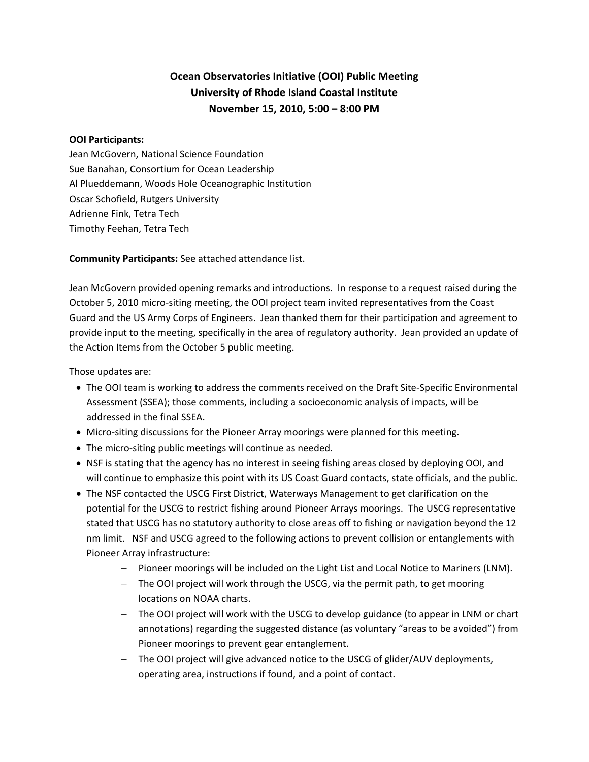# Ocean Observatories Initiative (OOI) Public Meeting
## University of Rhode Island Coastal Institute
### November 15, 2010, 5:00 – 8:00 PM

**OOI Participants:**
Jean McGovern, National Science Foundation
Sue Banahan, Consortium for Ocean Leadership
Al Plueddemann, Woods Hole Oceanographic Institution
Oscar Schofield, Rutgers University
Adrienne Fink, Tetra Tech
Timothy Feehan, Tetra Tech

**Community Participants:** See attached attendance list.

Jean McGovern provided opening remarks and introductions. In response to a request raised during the October 5, 2010 micro-siting meeting, the OOI project team invited representatives from the Coast Guard and the US Army Corps of Engineers. Jean thanked them for their participation and agreement to provide input to the meeting, specifically in the area of regulatory authority. Jean provided an update of the Action Items from the October 5 public meeting.

Those updates are:

- The OOI team is working to address the comments received on the Draft Site-Specific Environmental Assessment (SSEA); those comments, including a socioeconomic analysis of impacts, will be addressed in the final SSEA.
- Micro-siting discussions for the Pioneer Array moorings were planned for this meeting.
- The micro-siting public meetings will continue as needed.
- NSF is stating that the agency has no interest in seeing fishing areas closed by deploying OOI, and will continue to emphasize this point with its US Coast Guard contacts, state officials, and the public.
- The NSF contacted the USCG First District, Waterways Management to get clarification on the potential for the USCG to restrict fishing around Pioneer Arrays moorings. The USCG representative stated that USCG has no statutory authority to close areas off to fishing or navigation beyond the 12 nm limit. NSF and USCG agreed to the following actions to prevent collision or entanglements with Pioneer Array infrastructure:
  - Pioneer moorings will be included on the Light List and Local Notice to Mariners (LNM).
  - The OOI project will work through the USCG, via the permit path, to get mooring locations on NOAA charts.
  - The OOI project will work with the USCG to develop guidance (to appear in LNM or chart annotations) regarding the suggested distance (as voluntary "areas to be avoided") from Pioneer moorings to prevent gear entanglement.
  - The OOI project will give advanced notice to the USCG of glider/AUV deployments, operating area, instructions if found, and a point of contact.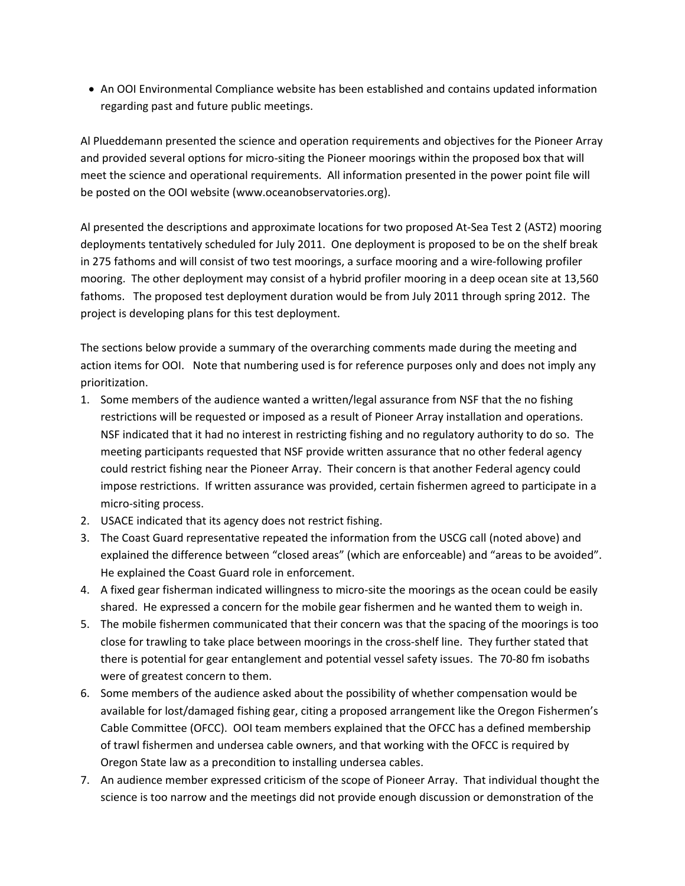- An OOI Environmental Compliance website has been established and contains updated information regarding past and future public meetings.

Al Plueddemann presented the science and operation requirements and objectives for the Pioneer Array and provided several options for micro-siting the Pioneer moorings within the proposed box that will meet the science and operational requirements. All information presented in the power point file will be posted on the OOI website (www.oceanobservatories.org).

Al presented the descriptions and approximate locations for two proposed At-Sea Test 2 (AST2) mooring deployments tentatively scheduled for July 2011. One deployment is proposed to be on the shelf break in 275 fathoms and will consist of two test moorings, a surface mooring and a wire-following profiler mooring. The other deployment may consist of a hybrid profiler mooring in a deep ocean site at 13,560 fathoms. The proposed test deployment duration would be from July 2011 through spring 2012. The project is developing plans for this test deployment.

The sections below provide a summary of the overarching comments made during the meeting and action items for OOI. Note that numbering used is for reference purposes only and does not imply any prioritization.

1. Some members of the audience wanted a written/legal assurance from NSF that the no fishing restrictions will be requested or imposed as a result of Pioneer Array installation and operations. NSF indicated that it had no interest in restricting fishing and no regulatory authority to do so. The meeting participants requested that NSF provide written assurance that no other federal agency could restrict fishing near the Pioneer Array. Their concern is that another Federal agency could impose restrictions. If written assurance was provided, certain fishermen agreed to participate in a micro-siting process.
2. USACE indicated that its agency does not restrict fishing.
3. The Coast Guard representative repeated the information from the USCG call (noted above) and explained the difference between "closed areas" (which are enforceable) and "areas to be avoided". He explained the Coast Guard role in enforcement.
4. A fixed gear fisherman indicated willingness to micro-site the moorings as the ocean could be easily shared. He expressed a concern for the mobile gear fishermen and he wanted them to weigh in.
5. The mobile fishermen communicated that their concern was that the spacing of the moorings is too close for trawling to take place between moorings in the cross-shelf line. They further stated that there is potential for gear entanglement and potential vessel safety issues. The 70-80 fm isobaths were of greatest concern to them.
6. Some members of the audience asked about the possibility of whether compensation would be available for lost/damaged fishing gear, citing a proposed arrangement like the Oregon Fishermen's Cable Committee (OFCC). OOI team members explained that the OFCC has a defined membership of trawl fishermen and undersea cable owners, and that working with the OFCC is required by Oregon State law as a precondition to installing undersea cables.
7. An audience member expressed criticism of the scope of Pioneer Array. That individual thought the science is too narrow and the meetings did not provide enough discussion or demonstration of the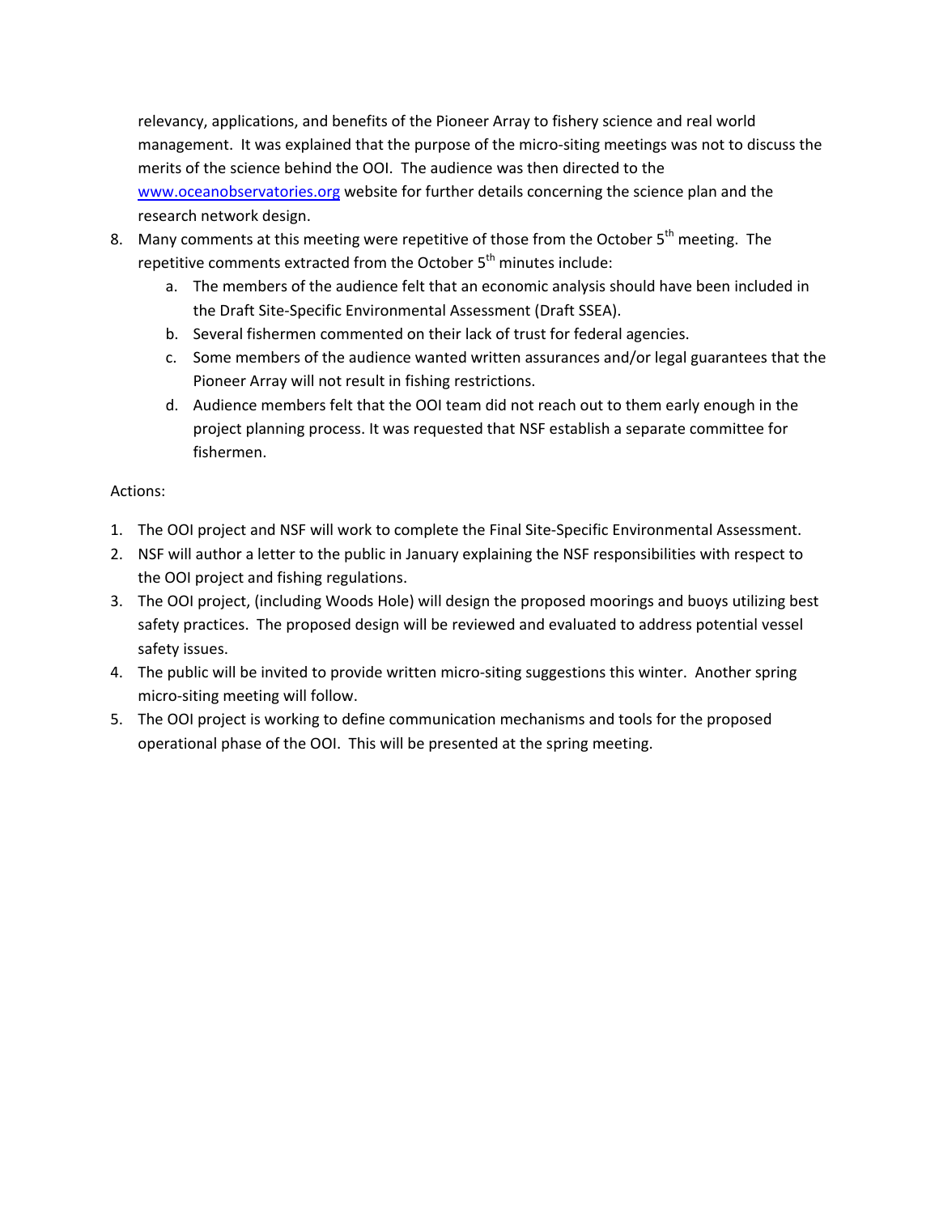relevancy, applications, and benefits of the Pioneer Array to fishery science and real world management. It was explained that the purpose of the micro-siting meetings was not to discuss the merits of the science behind the OOI. The audience was then directed to the www.oceanobservatories.org website for further details concerning the science plan and the research network design.

8. Many comments at this meeting were repetitive of those from the October 5th meeting. The repetitive comments extracted from the October 5th minutes include:
   a. The members of the audience felt that an economic analysis should have been included in the Draft Site-Specific Environmental Assessment (Draft SSEA).
   b. Several fishermen commented on their lack of trust for federal agencies.
   c. Some members of the audience wanted written assurances and/or legal guarantees that the Pioneer Array will not result in fishing restrictions.
   d. Audience members felt that the OOI team did not reach out to them early enough in the project planning process. It was requested that NSF establish a separate committee for fishermen.

Actions:

1. The OOI project and NSF will work to complete the Final Site-Specific Environmental Assessment.
2. NSF will author a letter to the public in January explaining the NSF responsibilities with respect to the OOI project and fishing regulations.
3. The OOI project, (including Woods Hole) will design the proposed moorings and buoys utilizing best safety practices. The proposed design will be reviewed and evaluated to address potential vessel safety issues.
4. The public will be invited to provide written micro-siting suggestions this winter. Another spring micro-siting meeting will follow.
5. The OOI project is working to define communication mechanisms and tools for the proposed operational phase of the OOI. This will be presented at the spring meeting.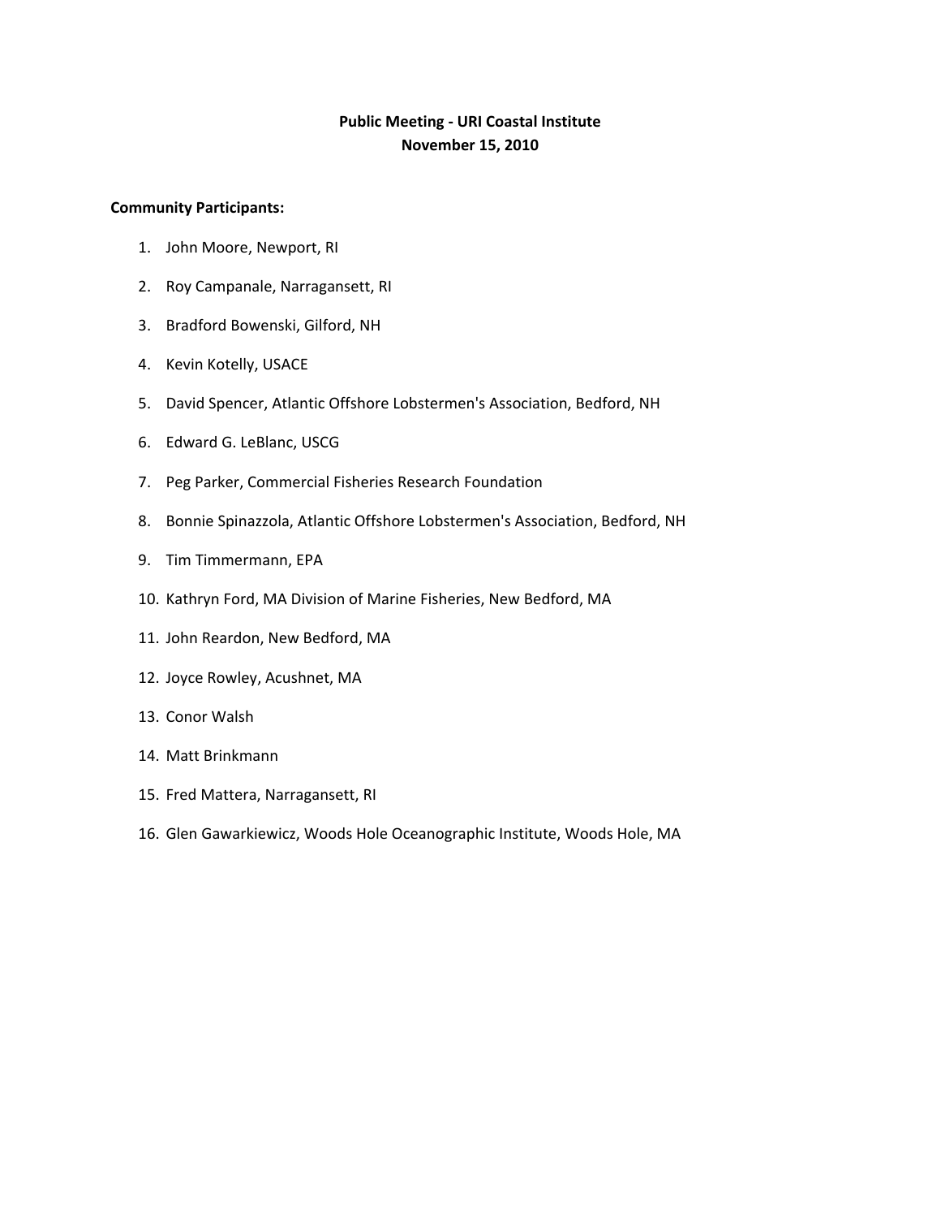**Public Meeting - URI Coastal Institute**
**November 15, 2010**

**Community Participants:**

1. John Moore, Newport, RI
2. Roy Campanale, Narragansett, RI
3. Bradford Bowenski, Gilford, NH
4. Kevin Kotelly, USACE
5. David Spencer, Atlantic Offshore Lobstermen's Association, Bedford, NH
6. Edward G. LeBlanc, USCG
7. Peg Parker, Commercial Fisheries Research Foundation
8. Bonnie Spinazzola, Atlantic Offshore Lobstermen's Association, Bedford, NH
9. Tim Timmermann, EPA
10. Kathryn Ford, MA Division of Marine Fisheries, New Bedford, MA
11. John Reardon, New Bedford, MA
12. Joyce Rowley, Acushnet, MA
13. Conor Walsh
14. Matt Brinkmann
15. Fred Mattera, Narragansett, RI
16. Glen Gawarkiewicz, Woods Hole Oceanographic Institute, Woods Hole, MA